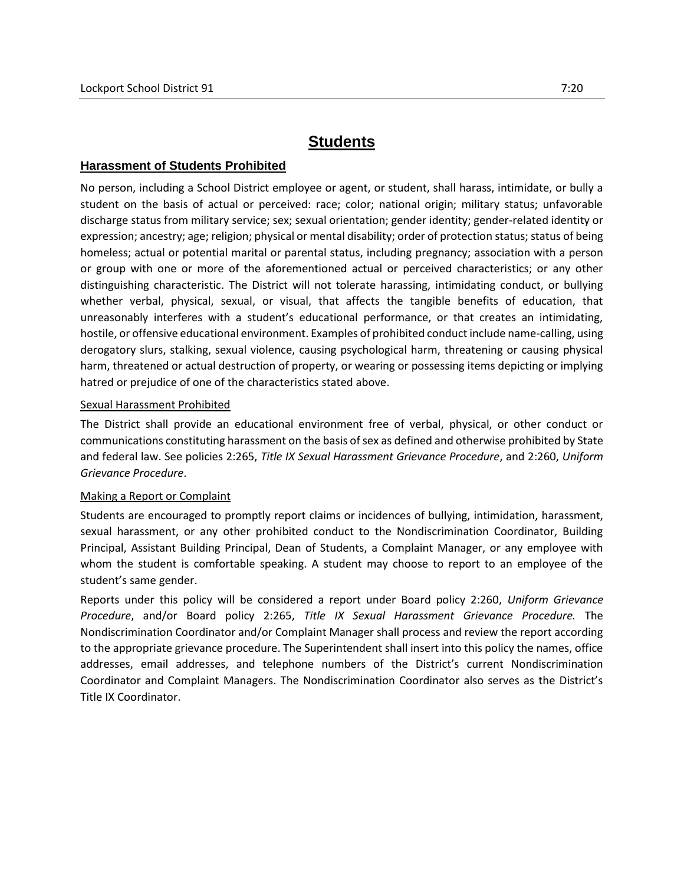# Students

## Harassment of Students Prohibited

No person, including a School District employee or agent, or student, shall harass, intimidate, or bully a student on the basis of actual or perceived: race; color; national origin; military status; unfavorable discharge status from military service; sex; sexual orientation; gender identity; gender-related identity or expression; ancestry; age; religion; physical or mental disability; order of protection status; status of being homeless; actual or potential marital or parental status, including pregnancy; association with a person or group with one or more of the aforementioned actual or perceived characteristics; or any other distinguishing characteristic. The District will not tolerate harassing, intimidating conduct, or bullying whether verbal, physical, sexual, or visual, that affects the tangible benefits of education, that unreasonably interferes with a student's educational performance, or that creates an intimidating, hostile, or offensive educational environment. Examples of prohibited conduct include name-calling, using derogatory slurs, stalking, sexual violence, causing psychological harm, threatening or causing physical harm, threatened or actual destruction of property, or wearing or possessing items depicting or implying hatred or prejudice of one of the characteristics stated above.

### Sexual Harassment Prohibited

The District shall provide an educational environment free of verbal, physical, or other conduct or communications constituting harassment on the basis of sex as defined and otherwise prohibited by State and federal law. See policies 2:265, *Title IX Sexual Harassment Grievance Procedure*, and 2:260, *Uniform Grievance Procedure*.

### Making a Report or Complaint

Students are encouraged to promptly report claims or incidences of bullying, intimidation, harassment, sexual harassment, or any other prohibited conduct to the Nondiscrimination Coordinator, Building Principal, Assistant Building Principal, Dean of Students, a Complaint Manager, or any employee with whom the student is comfortable speaking. A student may choose to report to an employee of the student's same gender.

Reports under this policy will be considered a report under Board policy 2:260, *Uniform Grievance Procedure*, and/or Board policy 2:265, *Title IX Sexual Harassment Grievance Procedure.* The Nondiscrimination Coordinator and/or Complaint Manager shall process and review the report according to the appropriate grievance procedure. The Superintendent shall insert into this policy the names, office addresses, email addresses, and telephone numbers of the District's current Nondiscrimination Coordinator and Complaint Managers. The Nondiscrimination Coordinator also serves as the District's Title IX Coordinator.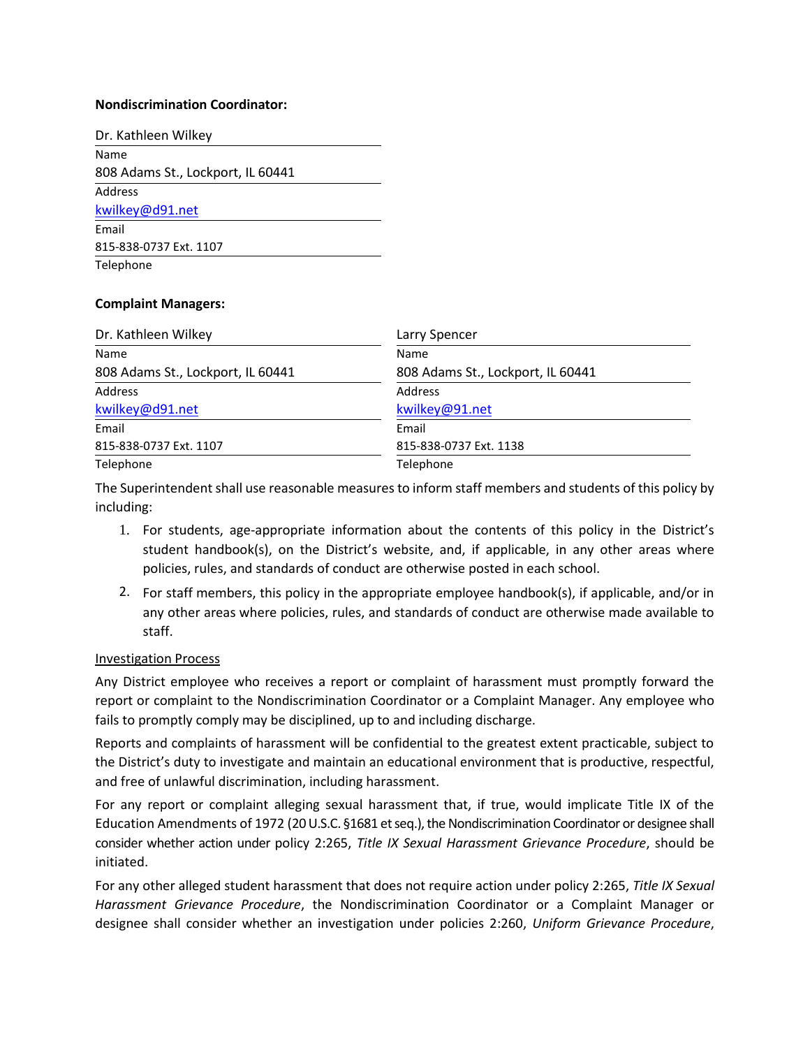**Nondiscrimination Coordinator:**

Dr. Kathleen Wilkey
Name
808 Adams St., Lockport, IL 60441
Address
kwilkey@d91.net
Email
815-838-0737 Ext. 1107
Telephone

**Complaint Managers:**

| | |
|---|---|
| Dr. Kathleen Wilkey | Larry Spencer |
| Name | Name |
| 808 Adams St., Lockport, IL 60441 | 808 Adams St., Lockport, IL 60441 |
| Address | Address |
| kwilkey@d91.net | kwilkey@91.net |
| Email | Email |
| 815-838-0737 Ext. 1107 | 815-838-0737 Ext. 1138 |
| Telephone | Telephone |

The Superintendent shall use reasonable measures to inform staff members and students of this policy by including:

1. For students, age-appropriate information about the contents of this policy in the District's student handbook(s), on the District's website, and, if applicable, in any other areas where policies, rules, and standards of conduct are otherwise posted in each school.
2. For staff members, this policy in the appropriate employee handbook(s), if applicable, and/or in any other areas where policies, rules, and standards of conduct are otherwise made available to staff.

Investigation Process

Any District employee who receives a report or complaint of harassment must promptly forward the report or complaint to the Nondiscrimination Coordinator or a Complaint Manager. Any employee who fails to promptly comply may be disciplined, up to and including discharge.

Reports and complaints of harassment will be confidential to the greatest extent practicable, subject to the District's duty to investigate and maintain an educational environment that is productive, respectful, and free of unlawful discrimination, including harassment.

For any report or complaint alleging sexual harassment that, if true, would implicate Title IX of the Education Amendments of 1972 (20 U.S.C. §1681 et seq.), the Nondiscrimination Coordinator or designee shall consider whether action under policy 2:265, *Title IX Sexual Harassment Grievance Procedure*, should be initiated.

For any other alleged student harassment that does not require action under policy 2:265, *Title IX Sexual Harassment Grievance Procedure*, the Nondiscrimination Coordinator or a Complaint Manager or designee shall consider whether an investigation under policies 2:260, *Uniform Grievance Procedure*,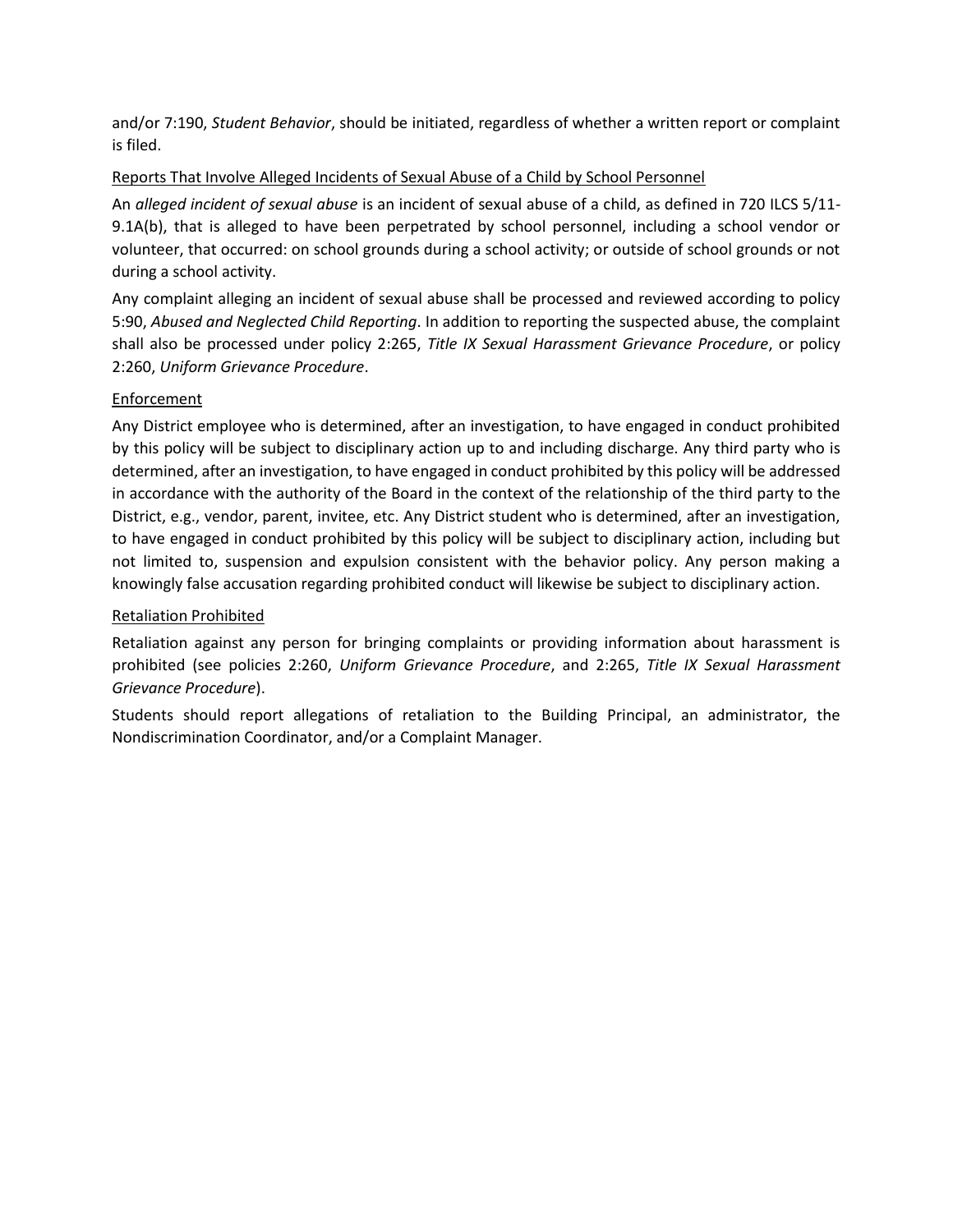and/or 7:190, *Student Behavior*, should be initiated, regardless of whether a written report or complaint is filed.

<u>Reports That Involve Alleged Incidents of Sexual Abuse of a Child by School Personnel</u>

An *alleged incident of sexual abuse* is an incident of sexual abuse of a child, as defined in 720 ILCS 5/11-9.1A(b), that is alleged to have been perpetrated by school personnel, including a school vendor or volunteer, that occurred: on school grounds during a school activity; or outside of school grounds or not during a school activity.

Any complaint alleging an incident of sexual abuse shall be processed and reviewed according to policy 5:90, *Abused and Neglected Child Reporting*. In addition to reporting the suspected abuse, the complaint shall also be processed under policy 2:265, *Title IX Sexual Harassment Grievance Procedure*, or policy 2:260, *Uniform Grievance Procedure*.

<u>Enforcement</u>

Any District employee who is determined, after an investigation, to have engaged in conduct prohibited by this policy will be subject to disciplinary action up to and including discharge. Any third party who is determined, after an investigation, to have engaged in conduct prohibited by this policy will be addressed in accordance with the authority of the Board in the context of the relationship of the third party to the District, e.g., vendor, parent, invitee, etc. Any District student who is determined, after an investigation, to have engaged in conduct prohibited by this policy will be subject to disciplinary action, including but not limited to, suspension and expulsion consistent with the behavior policy. Any person making a knowingly false accusation regarding prohibited conduct will likewise be subject to disciplinary action.

<u>Retaliation Prohibited</u>

Retaliation against any person for bringing complaints or providing information about harassment is prohibited (see policies 2:260, *Uniform Grievance Procedure*, and 2:265, *Title IX Sexual Harassment Grievance Procedure*).

Students should report allegations of retaliation to the Building Principal, an administrator, the Nondiscrimination Coordinator, and/or a Complaint Manager.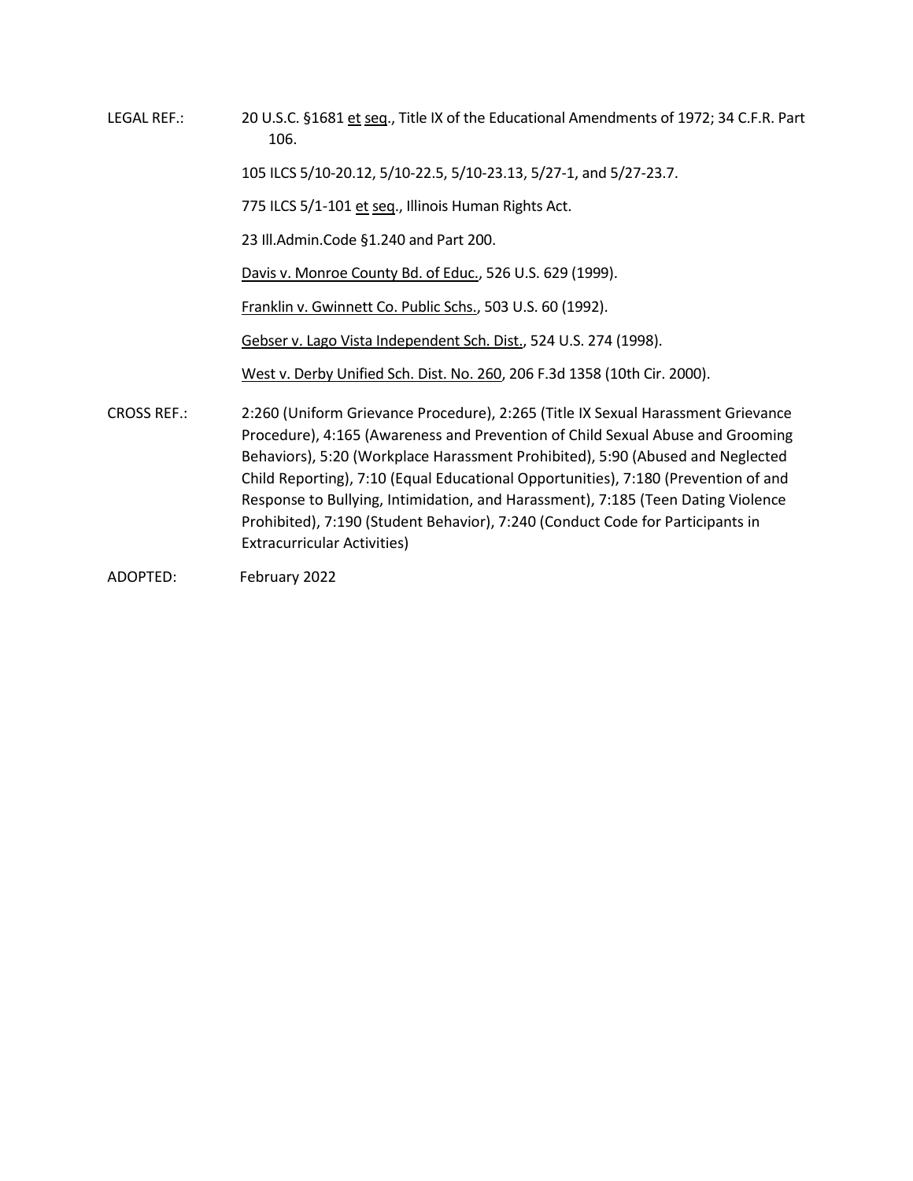LEGAL REF.: 20 U.S.C. §1681 et seq., Title IX of the Educational Amendments of 1972; 34 C.F.R. Part 106.

105 ILCS 5/10-20.12, 5/10-22.5, 5/10-23.13, 5/27-1, and 5/27-23.7.

775 ILCS 5/1-101 et seq., Illinois Human Rights Act.

23 Ill.Admin.Code §1.240 and Part 200.

Davis v. Monroe County Bd. of Educ., 526 U.S. 629 (1999).

Franklin v. Gwinnett Co. Public Schs., 503 U.S. 60 (1992).

Gebser v. Lago Vista Independent Sch. Dist., 524 U.S. 274 (1998).

West v. Derby Unified Sch. Dist. No. 260, 206 F.3d 1358 (10th Cir. 2000).

CROSS REF.: 2:260 (Uniform Grievance Procedure), 2:265 (Title IX Sexual Harassment Grievance Procedure), 4:165 (Awareness and Prevention of Child Sexual Abuse and Grooming Behaviors), 5:20 (Workplace Harassment Prohibited), 5:90 (Abused and Neglected Child Reporting), 7:10 (Equal Educational Opportunities), 7:180 (Prevention of and Response to Bullying, Intimidation, and Harassment), 7:185 (Teen Dating Violence Prohibited), 7:190 (Student Behavior), 7:240 (Conduct Code for Participants in Extracurricular Activities)

ADOPTED: February 2022